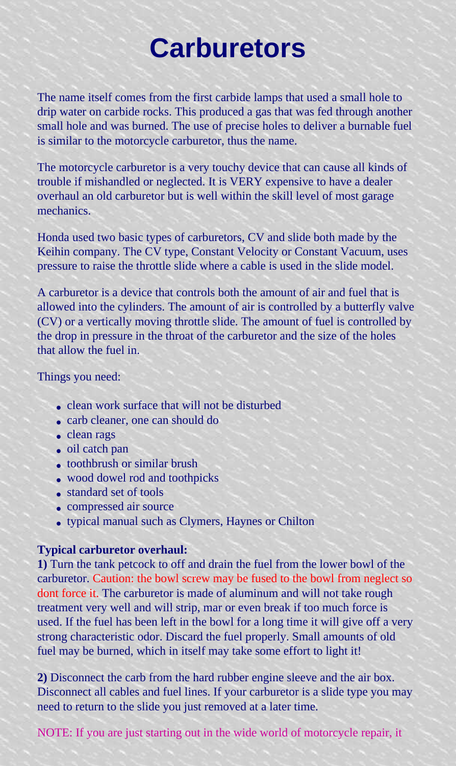# Carburetors

The name itself comes from the first carbide lamps that used a small hole to drip water on carbide rocks. This produced a gas that was fed through another small hole and was burned. The use of precise holes to deliver a burnable fuel is similar to the motorcycle carburetor, thus the name.

The motorcycle carburetor is a very touchy device that can cause all kinds of trouble if mishandled or neglected. It is VERY expensive to have a dealer overhaul an old carburetor but is well within the skill level of most garage mechanics.

Honda used two basic types of carburetors, CV and slide both made by the Keihin company. The CV type, Constant Velocity or Constant Vacuum, uses pressure to raise the throttle slide where a cable is used in the slide model.

A carburetor is a device that controls both the amount of air and fuel that is allowed into the cylinders. The amount of air is controlled by a butterfly valve (CV) or a vertically moving throttle slide. The amount of fuel is controlled by the drop in pressure in the throat of the carburetor and the size of the holes that allow the fuel in.

Things you need:

- clean work surface that will not be disturbed
- carb cleaner, one can should do
- clean rags
- oil catch pan
- toothbrush or similar brush
- wood dowel rod and toothpicks
- standard set of tools
- compressed air source
- typical manual such as Clymers, Haynes or Chilton

**Typical carburetor overhaul:**

**1)** Turn the tank petcock to off and drain the fuel from the lower bowl of the carburetor. Caution: the bowl screw may be fused to the bowl from neglect so dont force it. The carburetor is made of aluminum and will not take rough treatment very well and will strip, mar or even break if too much force is used. If the fuel has been left in the bowl for a long time it will give off a very strong characteristic odor. Discard the fuel properly. Small amounts of old fuel may be burned, which in itself may take some effort to light it!

**2)** Disconnect the carb from the hard rubber engine sleeve and the air box. Disconnect all cables and fuel lines. If your carburetor is a slide type you may need to return to the slide you just removed at a later time.

NOTE: If you are just starting out in the wide world of motorcycle repair, it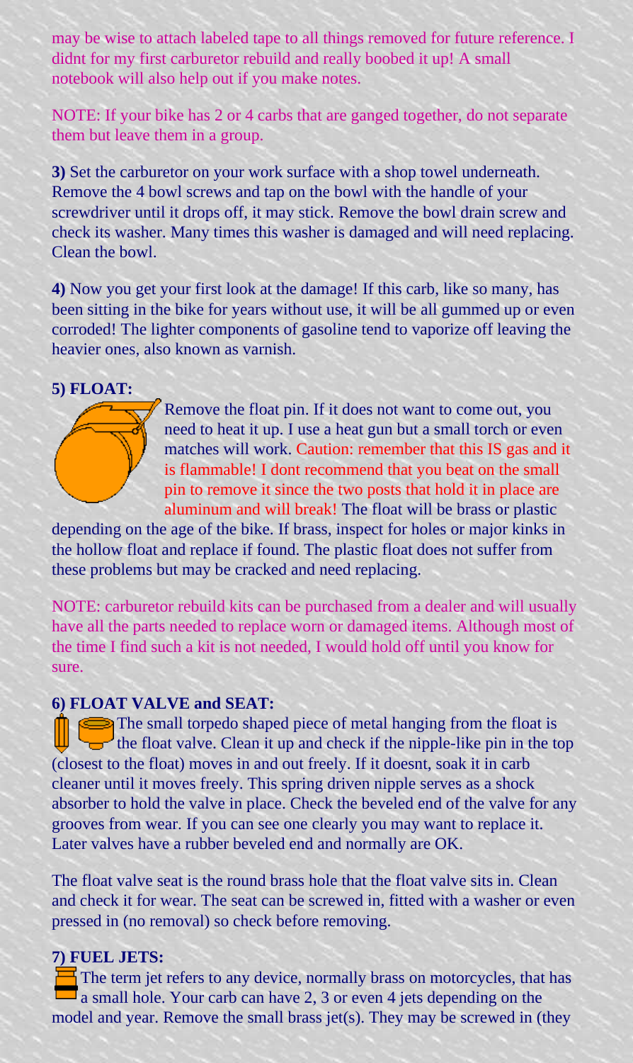may be wise to attach labeled tape to all things removed for future reference. I didnt for my first carburetor rebuild and really boobed it up! A small notebook will also help out if you make notes.

NOTE: If your bike has 2 or 4 carbs that are ganged together, do not separate them but leave them in a group.

**3)** Set the carburetor on your work surface with a shop towel underneath. Remove the 4 bowl screws and tap on the bowl with the handle of your screwdriver until it drops off, it may stick. Remove the bowl drain screw and check its washer. Many times this washer is damaged and will need replacing. Clean the bowl.

**4)** Now you get your first look at the damage! If this carb, like so many, has been sitting in the bike for years without use, it will be all gummed up or even corroded! The lighter components of gasoline tend to vaporize off leaving the heavier ones, also known as varnish.

**5) FLOAT:**

Remove the float pin. If it does not want to come out, you need to heat it up. I use a heat gun but a small torch or even matches will work. Caution: remember that this IS gas and it is flammable! I dont recommend that you beat on the small pin to remove it since the two posts that hold it in place are aluminum and will break! The float will be brass or plastic depending on the age of the bike. If brass, inspect for holes or major kinks in the hollow float and replace if found. The plastic float does not suffer from these problems but may be cracked and need replacing.

NOTE: carburetor rebuild kits can be purchased from a dealer and will usually have all the parts needed to replace worn or damaged items. Although most of the time I find such a kit is not needed, I would hold off until you know for sure.

**6) FLOAT VALVE and SEAT:**

The small torpedo shaped piece of metal hanging from the float is the float valve. Clean it up and check if the nipple-like pin in the top (closest to the float) moves in and out freely. If it doesnt, soak it in carb cleaner until it moves freely. This spring driven nipple serves as a shock absorber to hold the valve in place. Check the beveled end of the valve for any grooves from wear. If you can see one clearly you may want to replace it. Later valves have a rubber beveled end and normally are OK.

The float valve seat is the round brass hole that the float valve sits in. Clean and check it for wear. The seat can be screwed in, fitted with a washer or even pressed in (no removal) so check before removing.

**7) FUEL JETS:**

The term jet refers to any device, normally brass on motorcycles, that has a small hole. Your carb can have 2, 3 or even 4 jets depending on the model and year. Remove the small brass jet(s). They may be screwed in (they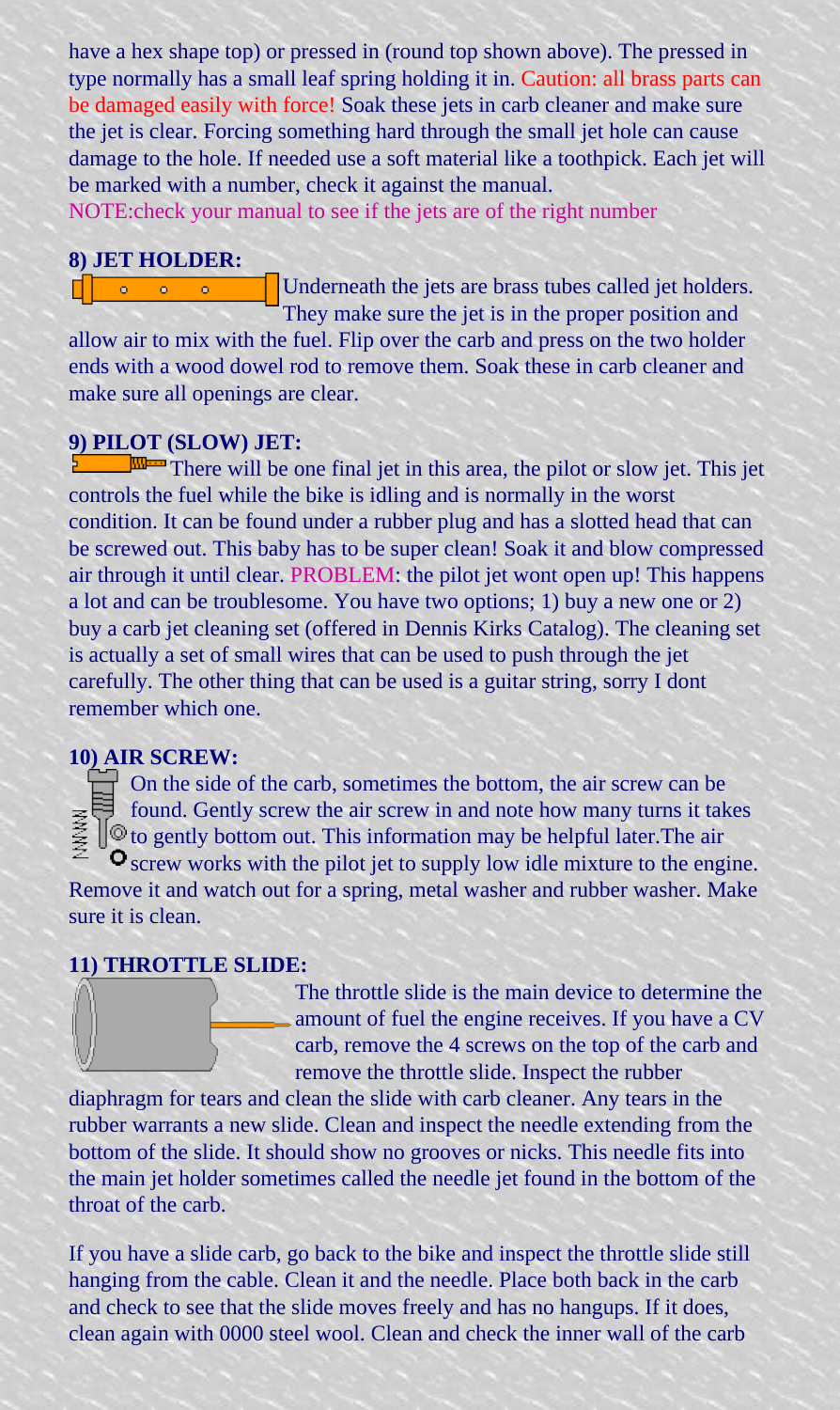have a hex shape top) or pressed in (round top shown above). The pressed in type normally has a small leaf spring holding it in. Caution: all brass parts can be damaged easily with force! Soak these jets in carb cleaner and make sure the jet is clear. Forcing something hard through the small jet hole can cause damage to the hole. If needed use a soft material like a toothpick. Each jet will be marked with a number, check it against the manual.
NOTE:check your manual to see if the jets are of the right number

**8) JET HOLDER:**

Underneath the jets are brass tubes called jet holders. They make sure the jet is in the proper position and allow air to mix with the fuel. Flip over the carb and press on the two holder ends with a wood dowel rod to remove them. Soak these in carb cleaner and make sure all openings are clear.

**9) PILOT (SLOW) JET:**

There will be one final jet in this area, the pilot or slow jet. This jet controls the fuel while the bike is idling and is normally in the worst condition. It can be found under a rubber plug and has a slotted head that can be screwed out. This baby has to be super clean! Soak it and blow compressed air through it until clear. PROBLEM: the pilot jet wont open up! This happens a lot and can be troublesome. You have two options; 1) buy a new one or 2) buy a carb jet cleaning set (offered in Dennis Kirks Catalog). The cleaning set is actually a set of small wires that can be used to push through the jet carefully. The other thing that can be used is a guitar string, sorry I dont remember which one.

**10) AIR SCREW:**

On the side of the carb, sometimes the bottom, the air screw can be found. Gently screw the air screw in and note how many turns it takes to gently bottom out. This information may be helpful later.The air screw works with the pilot jet to supply low idle mixture to the engine. Remove it and watch out for a spring, metal washer and rubber washer. Make sure it is clean.

**11) THROTTLE SLIDE:**

The throttle slide is the main device to determine the amount of fuel the engine receives. If you have a CV carb, remove the 4 screws on the top of the carb and remove the throttle slide. Inspect the rubber diaphragm for tears and clean the slide with carb cleaner. Any tears in the rubber warrants a new slide. Clean and inspect the needle extending from the bottom of the slide. It should show no grooves or nicks. This needle fits into the main jet holder sometimes called the needle jet found in the bottom of the throat of the carb.

If you have a slide carb, go back to the bike and inspect the throttle slide still hanging from the cable. Clean it and the needle. Place both back in the carb and check to see that the slide moves freely and has no hangups. If it does, clean again with 0000 steel wool. Clean and check the inner wall of the carb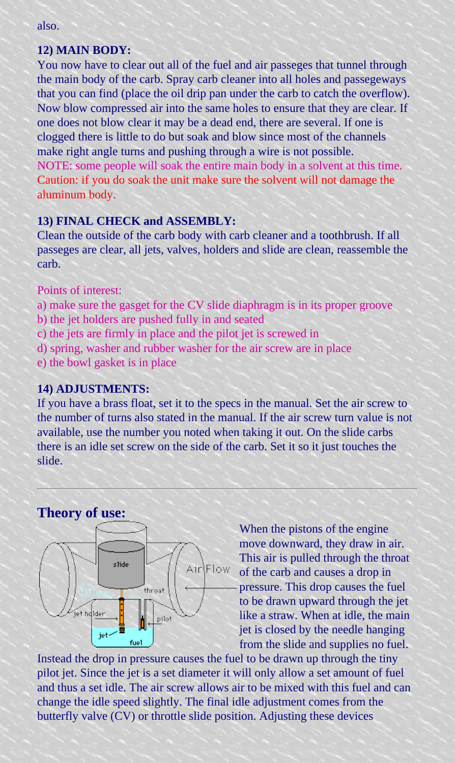also.

### 12) MAIN BODY:

You now have to clear out all of the fuel and air passeges that tunnel through the main body of the carb. Spray carb cleaner into all holes and passegeways that you can find (place the oil drip pan under the carb to catch the overflow). Now blow compressed air into the same holes to ensure that they are clear. If one does not blow clear it may be a dead end, there are several. If one is clogged there is little to do but soak and blow since most of the channels make right angle turns and pushing through a wire is not possible.
NOTE: some people will soak the entire main body in a solvent at this time. Caution: if you do soak the unit make sure the solvent will not damage the aluminum body.

### 13) FINAL CHECK and ASSEMBLY:

Clean the outside of the carb body with carb cleaner and a toothbrush. If all passeges are clear, all jets, valves, holders and slide are clean, reassemble the carb.

Points of interest:
a) make sure the gasget for the CV slide diaphragm is in its proper groove
b) the jet holders are pushed fully in and seated
c) the jets are firmly in place and the pilot jet is screwed in
d) spring, washer and rubber washer for the air screw are in place
e) the bowl gasket is in place

### 14) ADJUSTMENTS:

If you have a brass float, set it to the specs in the manual. Set the air screw to the number of turns also stated in the manual. If the air screw turn value is not available, use the number you noted when taking it out. On the slide carbs there is an idle set screw on the side of the carb. Set it so it just touches the slide.

---

## Theory of use:

When the pistons of the engine move downward, they draw in air. This air is pulled through the throat of the carb and causes a drop in pressure. This drop causes the fuel to be drawn upward through the jet like a straw. When at idle, the main jet is closed by the needle hanging from the slide and supplies no fuel. Instead the drop in pressure causes the fuel to be drawn up through the tiny pilot jet. Since the jet is a set diameter it will only allow a set amount of fuel and thus a set idle. The air screw allows air to be mixed with this fuel and can change the idle speed slightly. The final idle adjustment comes from the butterfly valve (CV) or throttle slide position. Adjusting these devices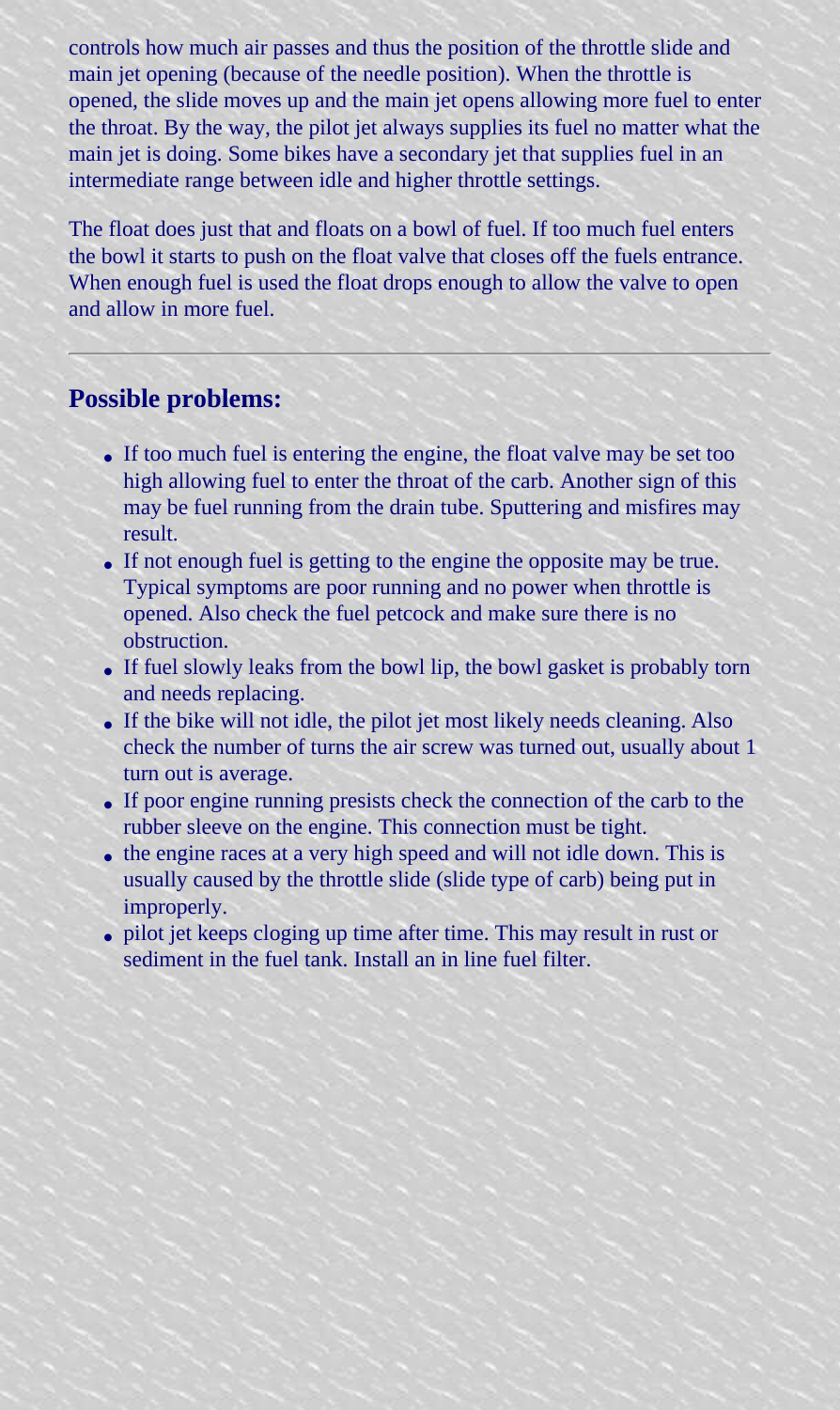controls how much air passes and thus the position of the throttle slide and main jet opening (because of the needle position). When the throttle is opened, the slide moves up and the main jet opens allowing more fuel to enter the throat. By the way, the pilot jet always supplies its fuel no matter what the main jet is doing. Some bikes have a secondary jet that supplies fuel in an intermediate range between idle and higher throttle settings.

The float does just that and floats on a bowl of fuel. If too much fuel enters the bowl it starts to push on the float valve that closes off the fuels entrance. When enough fuel is used the float drops enough to allow the valve to open and allow in more fuel.

---

## Possible problems:

- If too much fuel is entering the engine, the float valve may be set too high allowing fuel to enter the throat of the carb. Another sign of this may be fuel running from the drain tube. Sputtering and misfires may result.
- If not enough fuel is getting to the engine the opposite may be true. Typical symptoms are poor running and no power when throttle is opened. Also check the fuel petcock and make sure there is no obstruction.
- If fuel slowly leaks from the bowl lip, the bowl gasket is probably torn and needs replacing.
- If the bike will not idle, the pilot jet most likely needs cleaning. Also check the number of turns the air screw was turned out, usually about 1 turn out is average.
- If poor engine running presists check the connection of the carb to the rubber sleeve on the engine. This connection must be tight.
- the engine races at a very high speed and will not idle down. This is usually caused by the throttle slide (slide type of carb) being put in improperly.
- pilot jet keeps cloging up time after time. This may result in rust or sediment in the fuel tank. Install an in line fuel filter.